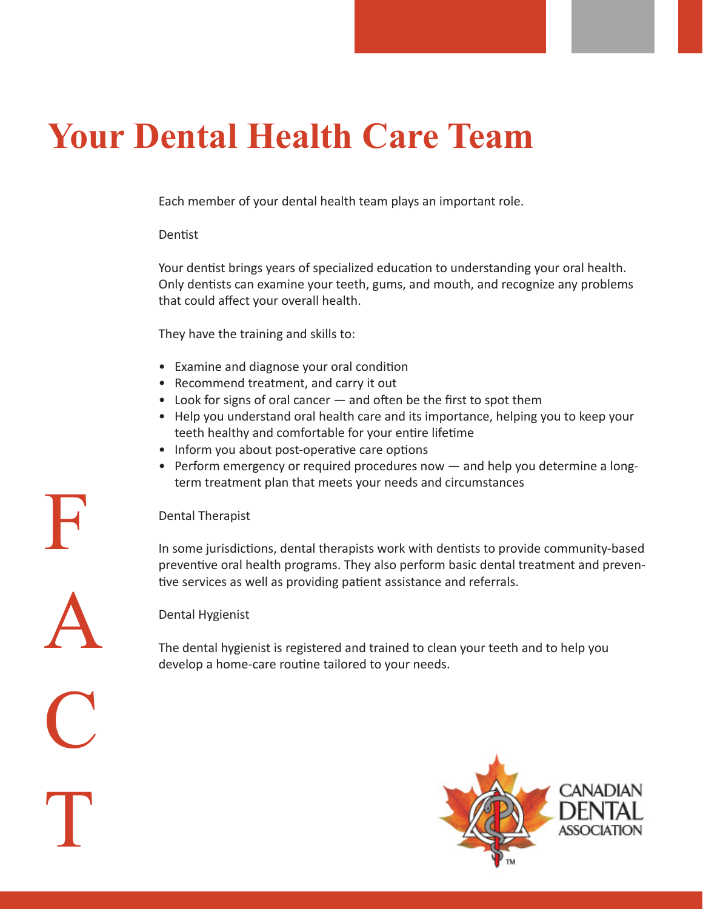# Your Dental Health Care Team

Each member of your dental health team plays an important role.

## Dentist

Your dentist brings years of specialized education to understanding your oral health. Only dentists can examine your teeth, gums, and mouth, and recognize any problems that could affect your overall health.

They have the training and skills to:

- Examine and diagnose your oral condition
- Recommend treatment, and carry it out
- Look for signs of oral cancer — and often be the first to spot them
- Help you understand oral health care and its importance, helping you to keep your teeth healthy and comfortable for your entire lifetime
- Inform you about post-operative care options
- Perform emergency or required procedures now — and help you determine a long-term treatment plan that meets your needs and circumstances

## Dental Therapist

In some jurisdictions, dental therapists work with dentists to provide community-based preventive oral health programs. They also perform basic dental treatment and preventive services as well as providing patient assistance and referrals.

## Dental Hygienist

The dental hygienist is registered and trained to clean your teeth and to help you develop a home-care routine tailored to your needs.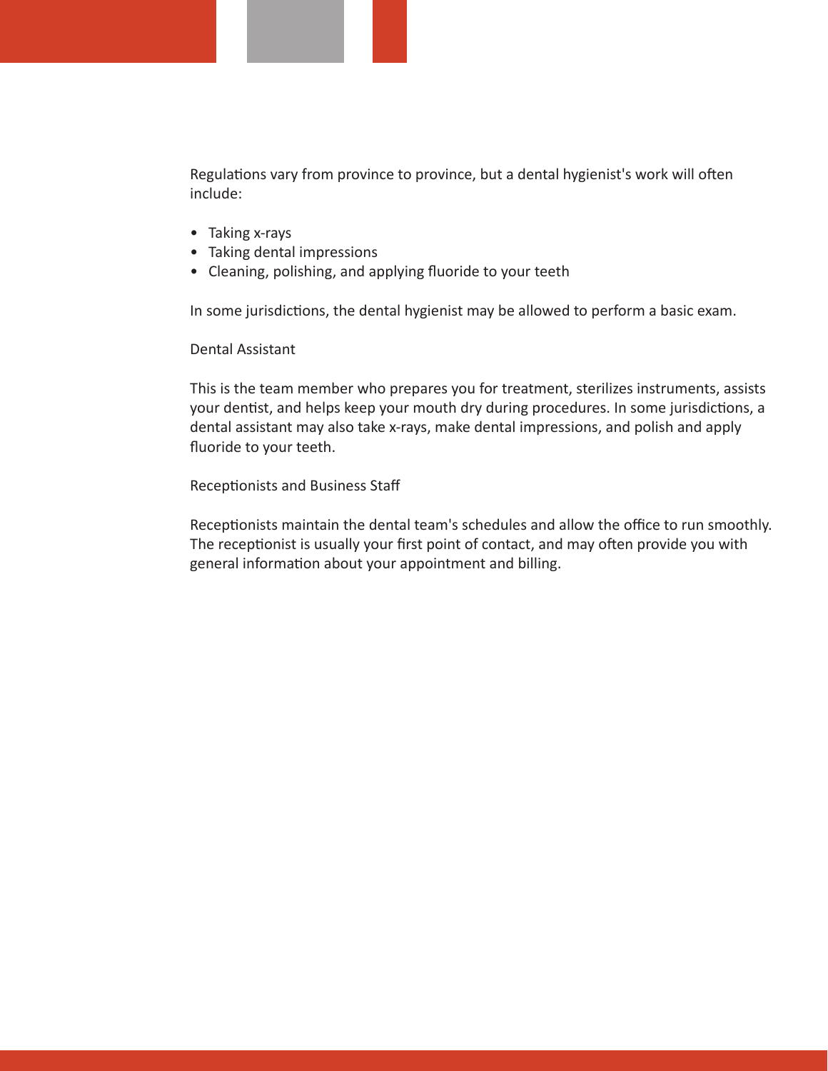Regulations vary from province to province, but a dental hygienist's work will often include:

- Taking x-rays
- Taking dental impressions
- Cleaning, polishing, and applying fluoride to your teeth

In some jurisdictions, the dental hygienist may be allowed to perform a basic exam.

### Dental Assistant

This is the team member who prepares you for treatment, sterilizes instruments, assists your dentist, and helps keep your mouth dry during procedures. In some jurisdictions, a dental assistant may also take x-rays, make dental impressions, and polish and apply fluoride to your teeth.

### Receptionists and Business Staff

Receptionists maintain the dental team's schedules and allow the office to run smoothly. The receptionist is usually your first point of contact, and may often provide you with general information about your appointment and billing.